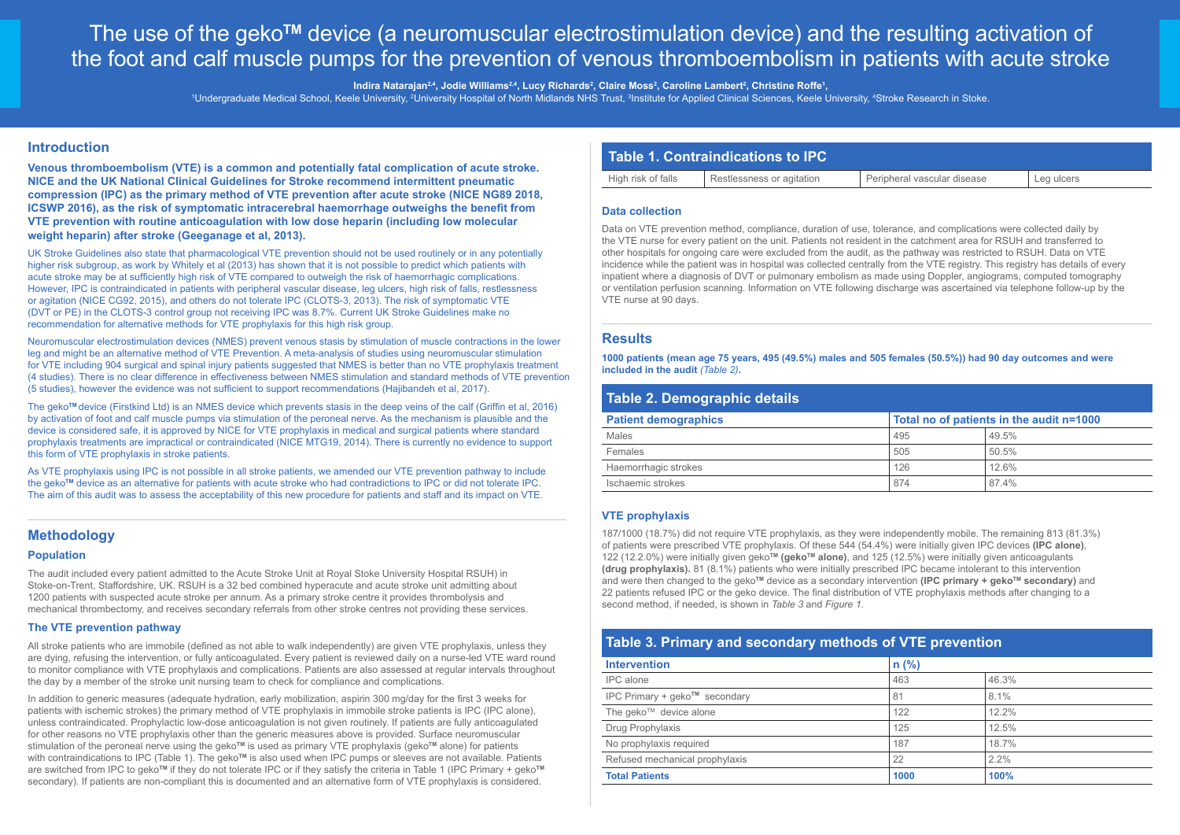# The use of the geko™ device (a neuromuscular electrostimulation device) and the resulting activation of the foot and calf muscle pumps for the prevention of venous thromboembolism in patients with acute stroke

**Indira Natarajan[2,4], Jodie Williams[2,4], Lucy Richards[2], Claire Moss[2], Caroline Lambert[2], Christine Roffe[1],**

[1]Undergraduate Medical School, Keele University, [2]University Hospital of North Midlands NHS Trust, [3]Institute for Applied Clinical Sciences, Keele University, [4]Stroke Research in Stoke.

## Introduction

**Venous thromboembolism (VTE) is a common and potentially fatal complication of acute stroke. NICE and the UK National Clinical Guidelines for Stroke recommend intermittent pneumatic compression (IPC) as the primary method of VTE prevention after acute stroke (NICE NG89 2018, ICSWP 2016), as the risk of symptomatic intracerebral haemorrhage outweighs the benefit from VTE prevention with routine anticoagulation with low dose heparin (including low molecular weight heparin) after stroke (Geeganage et al, 2013).**

UK Stroke Guidelines also state that pharmacological VTE prevention should not be used routinely or in any potentially higher risk subgroup, as work by Whitely et al (2013) has shown that it is not possible to predict which patients with acute stroke may be at sufficiently high risk of VTE compared to outweigh the risk of haemorrhagic complications. However, IPC is contraindicated in patients with peripheral vascular disease, leg ulcers, high risk of falls, restlessness or agitation (NICE CG92, 2015), and others do not tolerate IPC (CLOTS-3, 2013). The risk of symptomatic VTE (DVT or PE) in the CLOTS-3 control group not receiving IPC was 8.7%. Current UK Stroke Guidelines make no recommendation for alternative methods for VTE prophylaxis for this high risk group.

Neuromuscular electrostimulation devices (NMES) prevent venous stasis by stimulation of muscle contractions in the lower leg and might be an alternative method of VTE Prevention. A meta-analysis of studies using neuromuscular stimulation for VTE including 904 surgical and spinal injury patients suggested that NMES is better than no VTE prophylaxis treatment (4 studies). There is no clear difference in effectiveness between NMES stimulation and standard methods of VTE prevention (5 studies), however the evidence was not sufficient to support recommendations (Hajibandeh et al, 2017).

The geko™ device (Firstkind Ltd) is an NMES device which prevents stasis in the deep veins of the calf (Griffin et al, 2016) by activation of foot and calf muscle pumps via stimulation of the peroneal nerve. As the mechanism is plausible and the device is considered safe, it is approved by NICE for VTE prophylaxis in medical and surgical patients where standard prophylaxis treatments are impractical or contraindicated (NICE MTG19, 2014). There is currently no evidence to support this form of VTE prophylaxis in stroke patients.

As VTE prophylaxis using IPC is not possible in all stroke patients, we amended our VTE prevention pathway to include the geko™ device as an alternative for patients with acute stroke who had contradictions to IPC or did not tolerate IPC. The aim of this audit was to assess the acceptability of this new procedure for patients and staff and its impact on VTE.

## Methodology

### Population

The audit included every patient admitted to the Acute Stroke Unit at Royal Stoke University Hospital RSUH) in Stoke-on-Trent, Staffordshire, UK. RSUH is a 32 bed combined hyperacute and acute stroke unit admitting about 1200 patients with suspected acute stroke per annum. As a primary stroke centre it provides thrombolysis and mechanical thrombectomy, and receives secondary referrals from other stroke centres not providing these services.

### The VTE prevention pathway

All stroke patients who are immobile (defined as not able to walk independently) are given VTE prophylaxis, unless they are dying, refusing the intervention, or fully anticoagulated. Every patient is reviewed daily on a nurse-led VTE ward round to monitor compliance with VTE prophylaxis and complications. Patients are also assessed at regular intervals throughout the day by a member of the stroke unit nursing team to check for compliance and complications.

In addition to generic measures (adequate hydration, early mobilization, aspirin 300 mg/day for the first 3 weeks for patients with ischemic strokes) the primary method of VTE prophylaxis in immobile stroke patients is IPC (IPC alone), unless contraindicated. Prophylactic low-dose anticoagulation is not given routinely. If patients are fully anticoagulated for other reasons no VTE prophylaxis other than the generic measures above is provided. Surface neuromuscular stimulation of the peroneal nerve using the geko™ is used as primary VTE prophylaxis (geko™ alone) for patients with contraindications to IPC (Table 1). The geko™ is also used when IPC pumps or sleeves are not available. Patients are switched from IPC to geko™ if they do not tolerate IPC or if they satisfy the criteria in Table 1 (IPC Primary + geko™ secondary). If patients are non-compliant this is documented and an alternative form of VTE prophylaxis is considered.

**Table 1. Contraindications to IPC**

| High risk of falls | Restlessness or agitation | Peripheral vascular disease | Leg ulcers |
|---|---|---|---|

### Data collection

Data on VTE prevention method, compliance, duration of use, tolerance, and complications were collected daily by the VTE nurse for every patient on the unit. Patients not resident in the catchment area for RSUH and transferred to other hospitals for ongoing care were excluded from the audit, as the pathway was restricted to RSUH. Data on VTE incidence while the patient was in hospital was collected centrally from the VTE registry. This registry has details of every inpatient where a diagnosis of DVT or pulmonary embolism as made using Doppler, angiograms, computed tomography or ventilation perfusion scanning. Information on VTE following discharge was ascertained via telephone follow-up by the VTE nurse at 90 days.

## Results

**1000 patients (mean age 75 years, 495 (49.5%) males and 505 females (50.5%)) had 90 day outcomes and were included in the audit *(Table 2)*.**

**Table 2. Demographic details**

| Patient demographics | Total no of patients in the audit n=1000 | |
|---|---|---|
| Males | 495 | 49.5% |
| Females | 505 | 50.5% |
| Haemorrhagic strokes | 126 | 12.6% |
| Ischaemic strokes | 874 | 87.4% |

### VTE prophylaxis

187/1000 (18.7%) did not require VTE prophylaxis, as they were independently mobile. The remaining 813 (81.3%) of patients were prescribed VTE prophylaxis. Of these 544 (54.4%) were initially given IPC devices **(IPC alone)**, 122 (12.2.0%) were initially given geko™ **(geko™ alone)**, and 125 (12.5%) were initially given anticoagulants **(drug prophylaxis).** 81 (8.1%) patients who were initially prescribed IPC became intolerant to this intervention and were then changed to the geko™ device as a secondary intervention **(IPC primary + geko™ secondary)** and 22 patients refused IPC or the geko device. The final distribution of VTE prophylaxis methods after changing to a second method, if needed, is shown in *Table 3* and *Figure 1*.

**Table 3. Primary and secondary methods of VTE prevention**

| Intervention | n (%) | |
|---|---|---|
| IPC alone | 463 | 46.3% |
| IPC Primary + geko™ secondary | 81 | 8.1% |
| The geko™ device alone | 122 | 12.2% |
| Drug Prophylaxis | 125 | 12.5% |
| No prophylaxis required | 187 | 18.7% |
| Refused mechanical prophylaxis | 22 | 2.2% |
| **Total Patients** | **1000** | **100%** |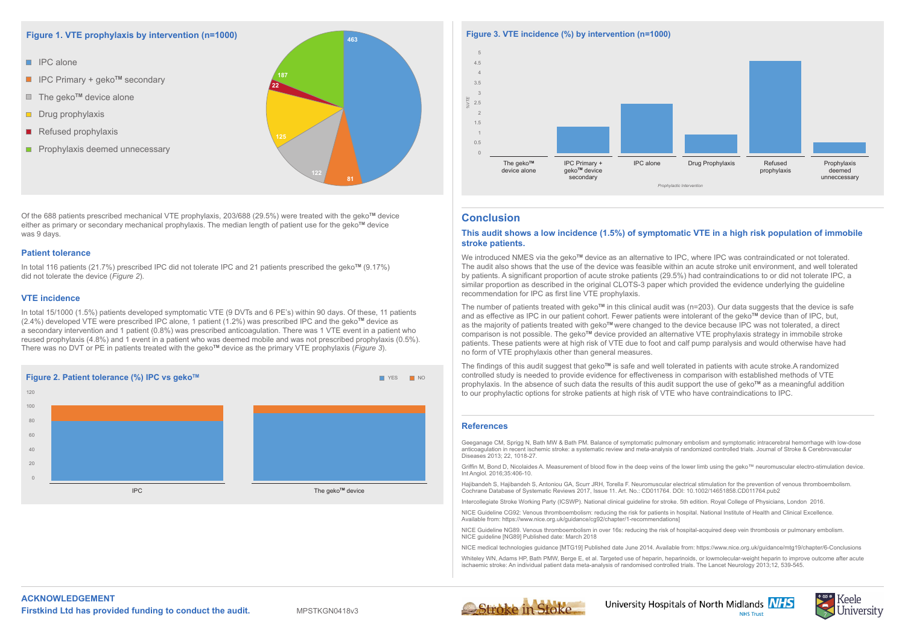## Figure 1. VTE prophylaxis by intervention (n=1000)

- IPC alone
- IPC Primary + geko™ secondary
- The geko™ device alone
- Drug prophylaxis
- Refused prophylaxis
- Prophylaxis deemed unnecessary

463
81
122
125
22
187

Of the 688 patients prescribed mechanical VTE prophylaxis, 203/688 (29.5%) were treated with the geko™ device either as primary or secondary mechanical prophylaxis. The median length of patient use for the geko™ device was 9 days.

### Patient tolerance

In total 116 patients (21.7%) prescribed IPC did not tolerate IPC and 21 patients prescribed the geko™ (9.17%) did not tolerate the device (*Figure 2*).

### VTE incidence

In total 15/1000 (1.5%) patients developed symptomatic VTE (9 DVTs and 6 PE's) within 90 days. Of these, 11 patients (2.4%) developed VTE were prescribed IPC alone, 1 patient (1.2%) was prescribed IPC and the geko™ device as a secondary intervention and 1 patient (0.8%) was prescribed anticoagulation. There was 1 VTE event in a patient who reused prophylaxis (4.8%) and 1 event in a patient who was deemed mobile and was not prescribed prophylaxis (0.5%). There was no DVT or PE in patients treated with the geko™ device as the primary VTE prophylaxis (*Figure 3*).

## Figure 2. Patient tolerance (%) IPC vs geko™

YES
NO

120
100
80
60
40
20
0

IPC
The geko™ device

## Figure 3. VTE incidence (%) by intervention (n=1000)

%VTE

5
4.5
4
3.5
3
2.5
2
1.5
1
0.5
0

The geko™ device alone
IPC Primary + geko™ device secondary
IPC alone
Drug Prophylaxis
Refused prophylaxis
Prophylaxis deemed unneccessary

Prophylactic Intervention

## Conclusion

### This audit shows a low incidence (1.5%) of symptomatic VTE in a high risk population of immobile stroke patients.

We introduced NMES via the geko™ device as an alternative to IPC, where IPC was contraindicated or not tolerated. The audit also shows that the use of the device was feasible within an acute stroke unit environment, and well tolerated by patients. A significant proportion of acute stroke patients (29.5%) had contraindications to or did not tolerate IPC, a similar proportion as described in the original CLOTS-3 paper which provided the evidence underlying the guideline recommendation for IPC as first line VTE prophylaxis.

The number of patients treated with geko™ in this clinical audit was (n=203). Our data suggests that the device is safe and as effective as IPC in our patient cohort. Fewer patients were intolerant of the geko™ device than of IPC, but, as the majority of patients treated with geko™ were changed to the device because IPC was not tolerated, a direct comparison is not possible. The geko™ device provided an alternative VTE prophylaxis strategy in immobile stroke patients. These patients were at high risk of VTE due to foot and calf pump paralysis and would otherwise have had no form of VTE prophylaxis other than general measures.

The findings of this audit suggest that geko™ is safe and well tolerated in patients with acute stroke.A randomized controlled study is needed to provide evidence for effectiveness in comparison with established methods of VTE prophylaxis. In the absence of such data the results of this audit support the use of geko™ as a meaningful addition to our prophylactic options for stroke patients at high risk of VTE who have contraindications to IPC.

## References

Geeganage CM, Sprigg N, Bath MW & Bath PM. Balance of symptomatic pulmonary embolism and symptomatic intracerebral hemorrhage with low-dose anticoagulation in recent ischemic stroke: a systematic review and meta-analysis of randomized controlled trials. Journal of Stroke & Cerebrovascular Diseases 2013; 22, 1018-27.

Griffin M, Bond D, Nicolaides A. Measurement of blood flow in the deep veins of the lower limb using the geko™ neuromuscular electro-stimulation device. Int Angiol. 2016;35:406-10.

Hajibandeh S, Hajibandeh S, Antoniou GA, Scurr JRH, Torella F. Neuromuscular electrical stimulation for the prevention of venous thromboembolism. Cochrane Database of Systematic Reviews 2017, Issue 11. Art. No.: CD011764. DOI: 10.1002/14651858.CD011764.pub2

Intercollegiate Stroke Working Party (ICSWP). National clinical guideline for stroke. 5th edition. Royal College of Physicians, London 2016.

NICE Guideline CG92: Venous thromboembolism: reducing the risk for patients in hospital. National Institute of Health and Clinical Excellence. Available from: https://www.nice.org.uk/guidance/cg92/chapter/1-recommendations]

NICE Guideline NG89. Venous thromboembolism in over 16s: reducing the risk of hospital-acquired deep vein thrombosis or pulmonary embolism. NICE guideline [NG89] Published date: March 2018

NICE medical technologies guidance [MTG19] Published date June 2014. Available from: https://www.nice.org.uk/guidance/mtg19/chapter/6-Conclusions

Whiteley WN, Adams HP, Bath PMW, Berge E, et al. Targeted use of heparin, heparinoids, or lowmolecular-weight heparin to improve outcome after acute ischaemic stroke: An individual patient data meta-analysis of randomised controlled trials. The Lancet Neurology 2013;12, 539-545.

**ACKNOWLEDGEMENT**

**Firstkind Ltd has provided funding to conduct the audit.**

MPSTKGN0418v3

Stroke in Stoke

University Hospitals of North Midlands NHS Trust

Keele University